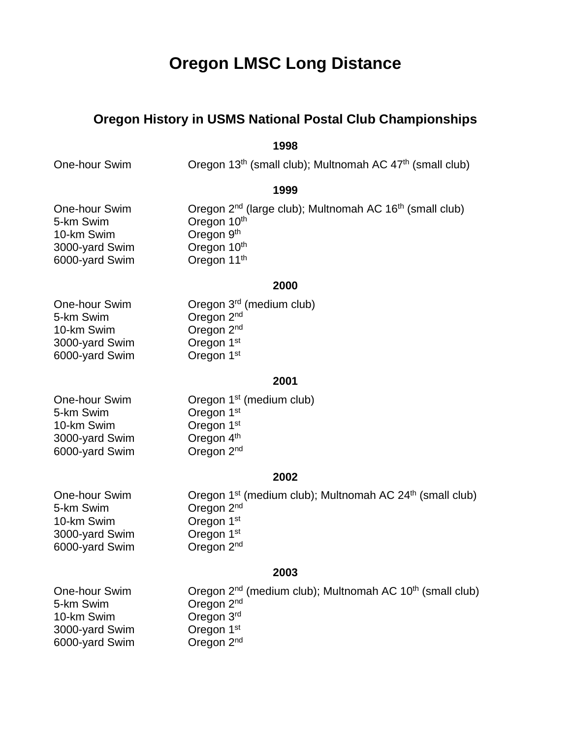# Oregon LMSC Long Distance

## Oregon History in USMS National Postal Club Championships

### 1998

| | |
|---|---|
| One-hour Swim | Oregon 13th (small club); Multnomah AC 47th (small club) |

### 1999

| | |
|---|---|
| One-hour Swim | Oregon 2nd (large club); Multnomah AC 16th (small club) |
| 5-km Swim | Oregon 10th |
| 10-km Swim | Oregon 9th |
| 3000-yard Swim | Oregon 10th |
| 6000-yard Swim | Oregon 11th |

### 2000

| | |
|---|---|
| One-hour Swim | Oregon 3rd (medium club) |
| 5-km Swim | Oregon 2nd |
| 10-km Swim | Oregon 2nd |
| 3000-yard Swim | Oregon 1st |
| 6000-yard Swim | Oregon 1st |

### 2001

| | |
|---|---|
| One-hour Swim | Oregon 1st (medium club) |
| 5-km Swim | Oregon 1st |
| 10-km Swim | Oregon 1st |
| 3000-yard Swim | Oregon 4th |
| 6000-yard Swim | Oregon 2nd |

### 2002

| | |
|---|---|
| One-hour Swim | Oregon 1st (medium club); Multnomah AC 24th (small club) |
| 5-km Swim | Oregon 2nd |
| 10-km Swim | Oregon 1st |
| 3000-yard Swim | Oregon 1st |
| 6000-yard Swim | Oregon 2nd |

### 2003

| | |
|---|---|
| One-hour Swim | Oregon 2nd (medium club); Multnomah AC 10th (small club) |
| 5-km Swim | Oregon 2nd |
| 10-km Swim | Oregon 3rd |
| 3000-yard Swim | Oregon 1st |
| 6000-yard Swim | Oregon 2nd |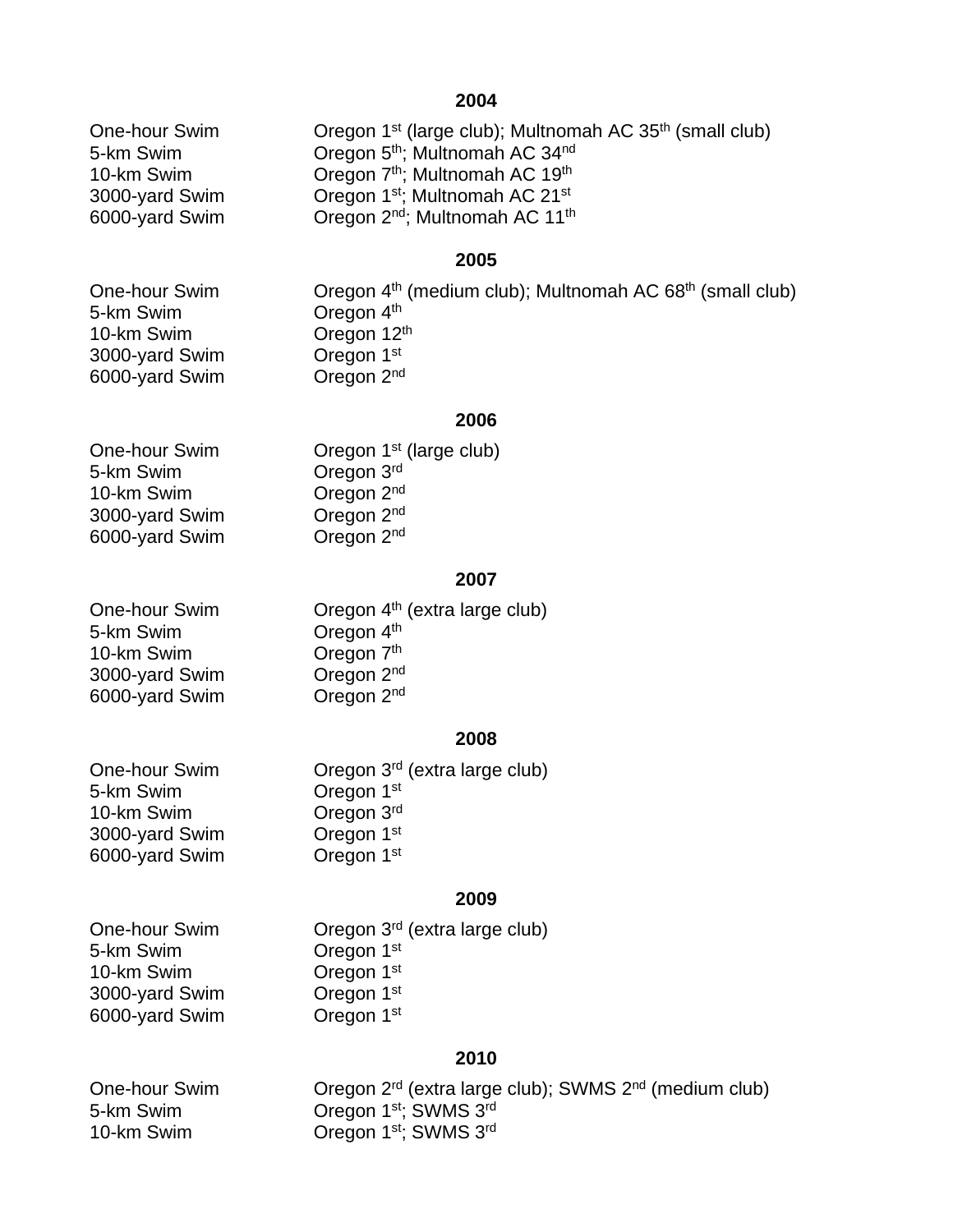**2004**

| | |
|---|---|
| One-hour Swim | Oregon 1st (large club); Multnomah AC 35th (small club) |
| 5-km Swim | Oregon 5th; Multnomah AC 34nd |
| 10-km Swim | Oregon 7th; Multnomah AC 19th |
| 3000-yard Swim | Oregon 1st; Multnomah AC 21st |
| 6000-yard Swim | Oregon 2nd; Multnomah AC 11th |

**2005**

| | |
|---|---|
| One-hour Swim | Oregon 4th (medium club); Multnomah AC 68th (small club) |
| 5-km Swim | Oregon 4th |
| 10-km Swim | Oregon 12th |
| 3000-yard Swim | Oregon 1st |
| 6000-yard Swim | Oregon 2nd |

**2006**

| | |
|---|---|
| One-hour Swim | Oregon 1st (large club) |
| 5-km Swim | Oregon 3rd |
| 10-km Swim | Oregon 2nd |
| 3000-yard Swim | Oregon 2nd |
| 6000-yard Swim | Oregon 2nd |

**2007**

| | |
|---|---|
| One-hour Swim | Oregon 4th (extra large club) |
| 5-km Swim | Oregon 4th |
| 10-km Swim | Oregon 7th |
| 3000-yard Swim | Oregon 2nd |
| 6000-yard Swim | Oregon 2nd |

**2008**

| | |
|---|---|
| One-hour Swim | Oregon 3rd (extra large club) |
| 5-km Swim | Oregon 1st |
| 10-km Swim | Oregon 3rd |
| 3000-yard Swim | Oregon 1st |
| 6000-yard Swim | Oregon 1st |

**2009**

| | |
|---|---|
| One-hour Swim | Oregon 3rd (extra large club) |
| 5-km Swim | Oregon 1st |
| 10-km Swim | Oregon 1st |
| 3000-yard Swim | Oregon 1st |
| 6000-yard Swim | Oregon 1st |

**2010**

| | |
|---|---|
| One-hour Swim | Oregon 2rd (extra large club); SWMS 2nd (medium club) |
| 5-km Swim | Oregon 1st; SWMS 3rd |
| 10-km Swim | Oregon 1st; SWMS 3rd |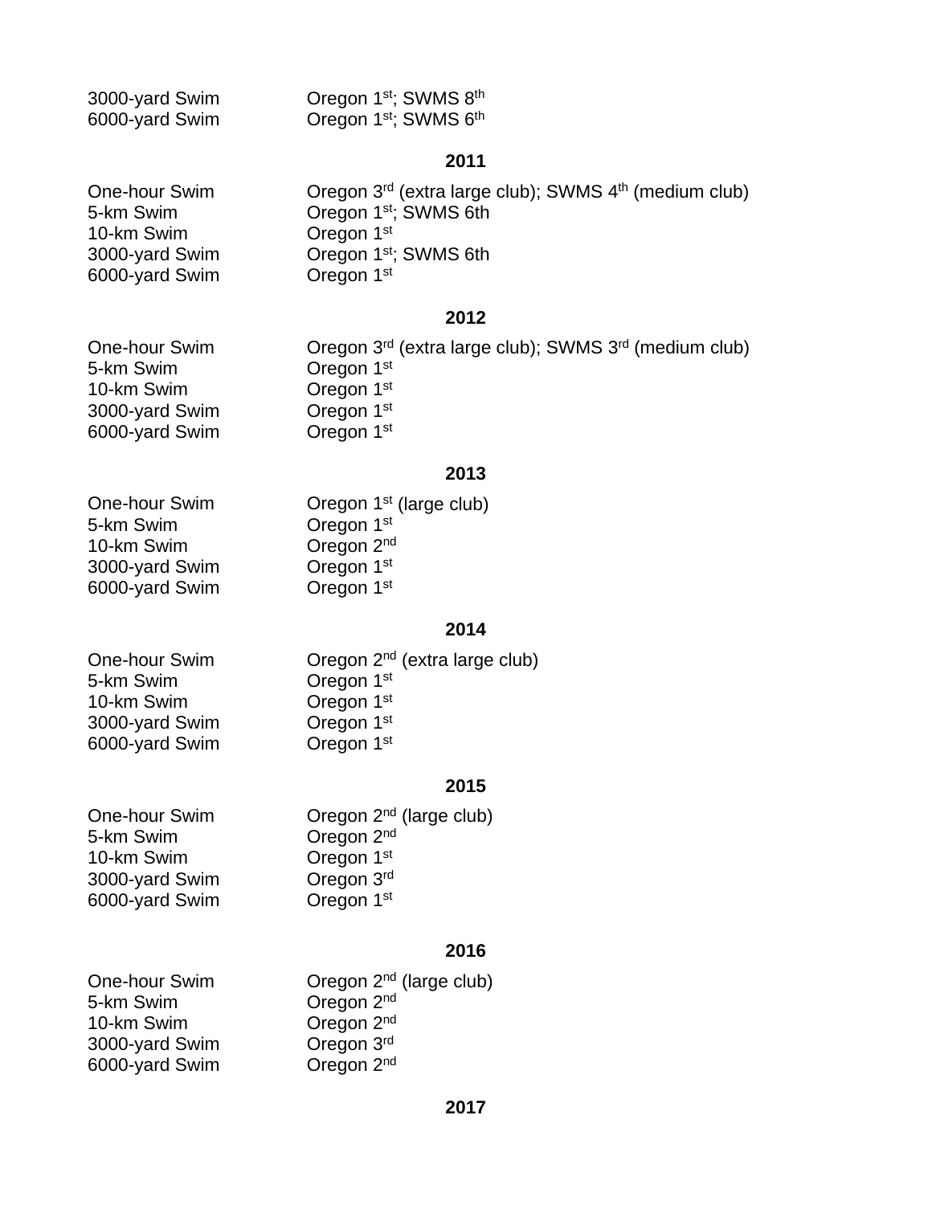| | |
|---|---|
| 3000-yard Swim | Oregon 1st; SWMS 8th |
| 6000-yard Swim | Oregon 1st; SWMS 6th |

**2011**

| | |
|---|---|
| One-hour Swim | Oregon 3rd (extra large club); SWMS 4th (medium club) |
| 5-km Swim | Oregon 1st; SWMS 6th |
| 10-km Swim | Oregon 1st |
| 3000-yard Swim | Oregon 1st; SWMS 6th |
| 6000-yard Swim | Oregon 1st |

**2012**

| | |
|---|---|
| One-hour Swim | Oregon 3rd (extra large club); SWMS 3rd (medium club) |
| 5-km Swim | Oregon 1st |
| 10-km Swim | Oregon 1st |
| 3000-yard Swim | Oregon 1st |
| 6000-yard Swim | Oregon 1st |

**2013**

| | |
|---|---|
| One-hour Swim | Oregon 1st (large club) |
| 5-km Swim | Oregon 1st |
| 10-km Swim | Oregon 2nd |
| 3000-yard Swim | Oregon 1st |
| 6000-yard Swim | Oregon 1st |

**2014**

| | |
|---|---|
| One-hour Swim | Oregon 2nd (extra large club) |
| 5-km Swim | Oregon 1st |
| 10-km Swim | Oregon 1st |
| 3000-yard Swim | Oregon 1st |
| 6000-yard Swim | Oregon 1st |

**2015**

| | |
|---|---|
| One-hour Swim | Oregon 2nd (large club) |
| 5-km Swim | Oregon 2nd |
| 10-km Swim | Oregon 1st |
| 3000-yard Swim | Oregon 3rd |
| 6000-yard Swim | Oregon 1st |

**2016**

| | |
|---|---|
| One-hour Swim | Oregon 2nd (large club) |
| 5-km Swim | Oregon 2nd |
| 10-km Swim | Oregon 2nd |
| 3000-yard Swim | Oregon 3rd |
| 6000-yard Swim | Oregon 2nd |

**2017**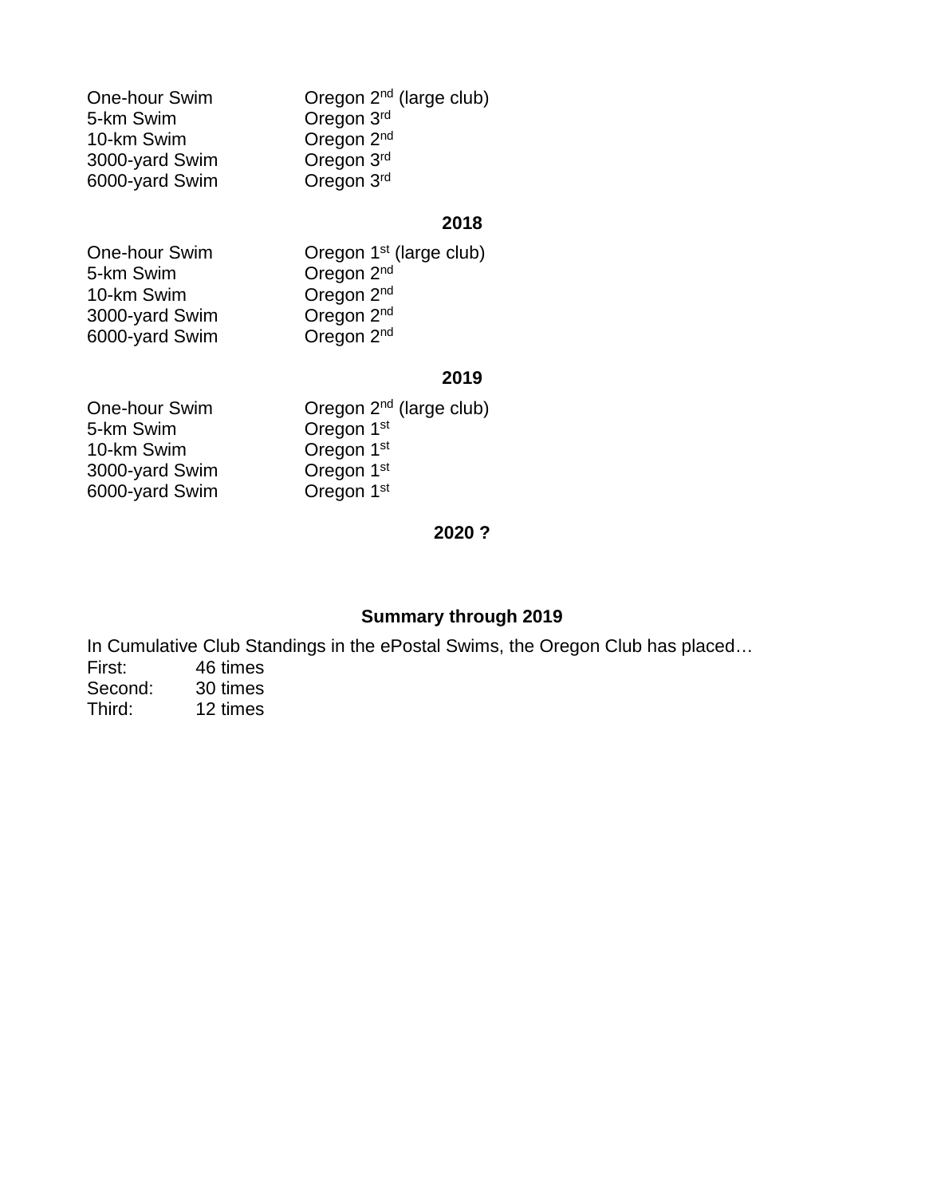| | |
|---|---|
| One-hour Swim | Oregon 2nd (large club) |
| 5-km Swim | Oregon 3rd |
| 10-km Swim | Oregon 2nd |
| 3000-yard Swim | Oregon 3rd |
| 6000-yard Swim | Oregon 3rd |

**2018**

| | |
|---|---|
| One-hour Swim | Oregon 1st (large club) |
| 5-km Swim | Oregon 2nd |
| 10-km Swim | Oregon 2nd |
| 3000-yard Swim | Oregon 2nd |
| 6000-yard Swim | Oregon 2nd |

**2019**

| | |
|---|---|
| One-hour Swim | Oregon 2nd (large club) |
| 5-km Swim | Oregon 1st |
| 10-km Swim | Oregon 1st |
| 3000-yard Swim | Oregon 1st |
| 6000-yard Swim | Oregon 1st |

**2020 ?**

**Summary through 2019**

In Cumulative Club Standings in the ePostal Swims, the Oregon Club has placed…

| | |
|---|---|
| First: | 46 times |
| Second: | 30 times |
| Third: | 12 times |